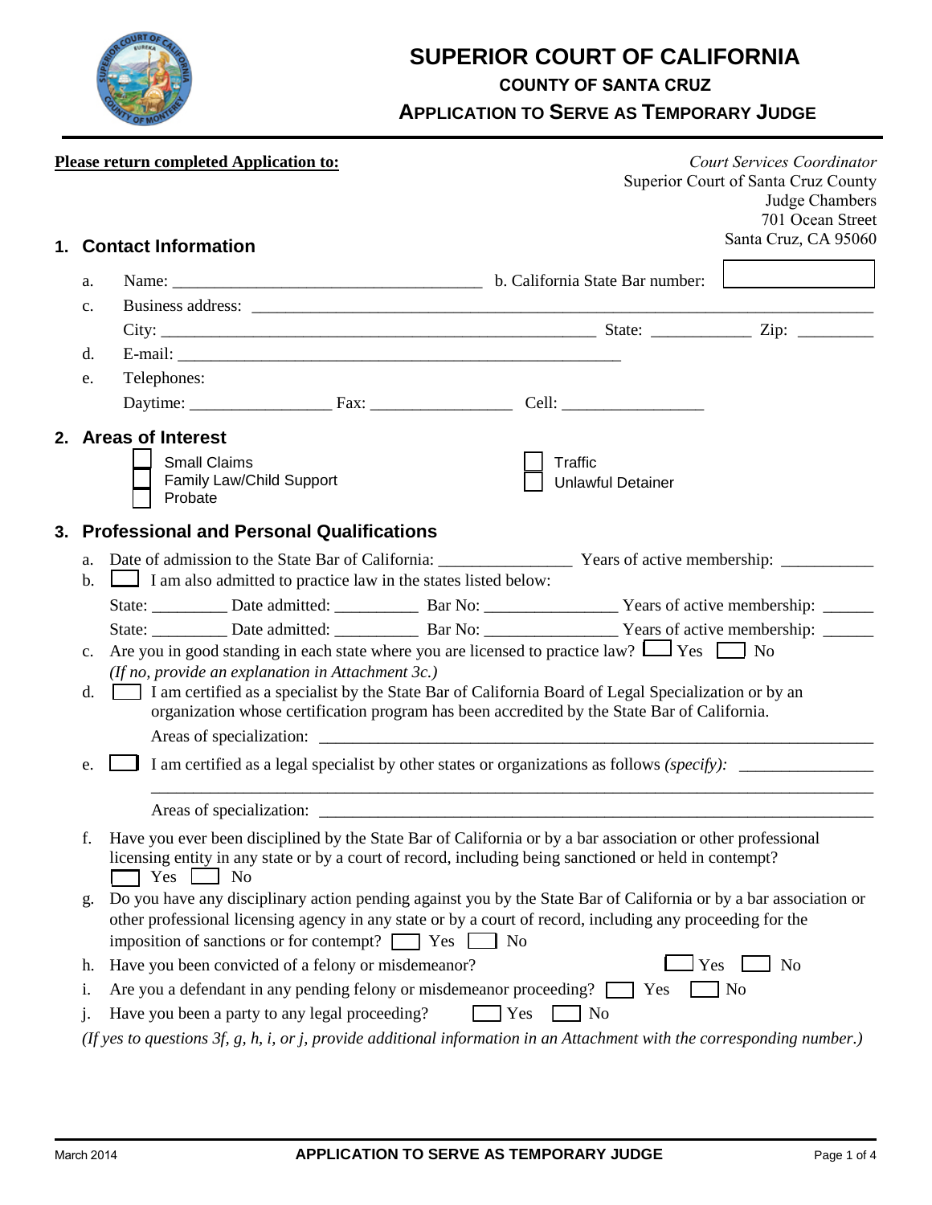# SUPERIOR COURT OF CALIFORNIA

## COUNTY OF SANTA CRUZ

## APPLICATION TO SERVE AS TEMPORARY JUDGE

**Please return completed Application to:**

*Court Services Coordinator*
Superior Court of Santa Cruz County
Judge Chambers
701 Ocean Street
Santa Cruz, CA 95060

### 1. Contact Information

a. Name: ____________________________________ b. California State Bar number: ____________

c. Business address: ______________________________________________________________

City: ___________________________________________________ State: ____________ Zip: _________

d. E-mail: _____________________________________________________

e. Telephones:

Daytime: ________________ Fax: ________________ Cell: ________________

### 2. Areas of Interest

☐ Small Claims
☐ Family Law/Child Support
☐ Probate
☐ Traffic
☐ Unlawful Detainer

### 3. Professional and Personal Qualifications

a. Date of admission to the State Bar of California: _______________ Years of active membership: ___________

b. ☐ I am also admitted to practice law in the states listed below:

State: _________ Date admitted: __________ Bar No: ________________ Years of active membership: ______

State: _________ Date admitted: __________ Bar No: ________________ Years of active membership: ______

c. Are you in good standing in each state where you are licensed to practice law? ☐ Yes ☐ No
*(If no, provide an explanation in Attachment 3c.)*

d. ☐ I am certified as a specialist by the State Bar of California Board of Legal Specialization or by an organization whose certification program has been accredited by the State Bar of California.

Areas of specialization: ________________________________________________________________

e. ☐ I am certified as a legal specialist by other states or organizations as follows *(specify)*: _______________

_____________________________________________________________________________________

Areas of specialization: ________________________________________________________________

f. Have you ever been disciplined by the State Bar of California or by a bar association or other professional licensing entity in any state or by a court of record, including being sanctioned or held in contempt?
☐ Yes ☐ No

g. Do you have any disciplinary action pending against you by the State Bar of California or by a bar association or other professional licensing agency in any state or by a court of record, including any proceeding for the imposition of sanctions or for contempt? ☐ Yes ☐ No

h. Have you been convicted of a felony or misdemeanor? ☐ Yes ☐ No

i. Are you a defendant in any pending felony or misdemeanor proceeding? ☐ Yes ☐ No

j. Have you been a party to any legal proceeding? ☐ Yes ☐ No

*(If yes to questions 3f, g, h, i, or j, provide additional information in an Attachment with the corresponding number.)*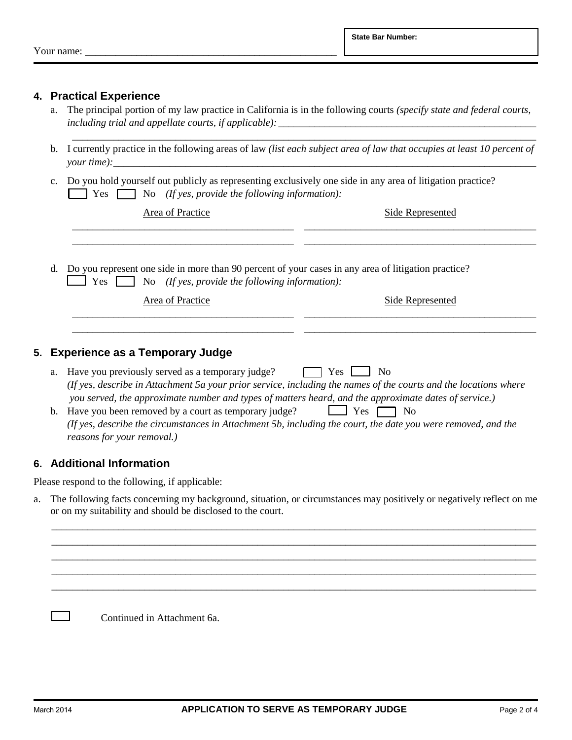Your name: ______________________________________________

**State Bar Number:**

## 4. Practical Experience

a. The principal portion of my law practice in California is in the following courts *(specify state and federal courts, including trial and appellate courts, if applicable):* ______________________________________________

______________________________________________

b. I currently practice in the following areas of law *(list each subject area of law that occupies at least 10 percent of your time):* ______________________________________________

c. Do you hold yourself out publicly as representing exclusively one side in any area of litigation practice?
☐ Yes ☐ No *(If yes, provide the following information):*

| Area of Practice | Side Represented |
|---|---|
| ______________________ | ______________________ |
| ______________________ | ______________________ |

d. Do you represent one side in more than 90 percent of your cases in any area of litigation practice?
☐ Yes ☐ No *(If yes, provide the following information):*

| Area of Practice | Side Represented |
|---|---|
| ______________________ | ______________________ |
| ______________________ | ______________________ |

## 5. Experience as a Temporary Judge

a. Have you previously served as a temporary judge? ☐ Yes ☐ No
*(If yes, describe in Attachment 5a your prior service, including the names of the courts and the locations where you served, the approximate number and types of matters heard, and the approximate dates of service.)*

b. Have you been removed by a court as temporary judge? ☐ Yes ☐ No
*(If yes, describe the circumstances in Attachment 5b, including the court, the date you were removed, and the reasons for your removal.)*

## 6. Additional Information

Please respond to the following, if applicable:

a. The following facts concerning my background, situation, or circumstances may positively or negatively reflect on me or on my suitability and should be disclosed to the court.

______________________________________________

______________________________________________

______________________________________________

______________________________________________

______________________________________________

☐ Continued in Attachment 6a.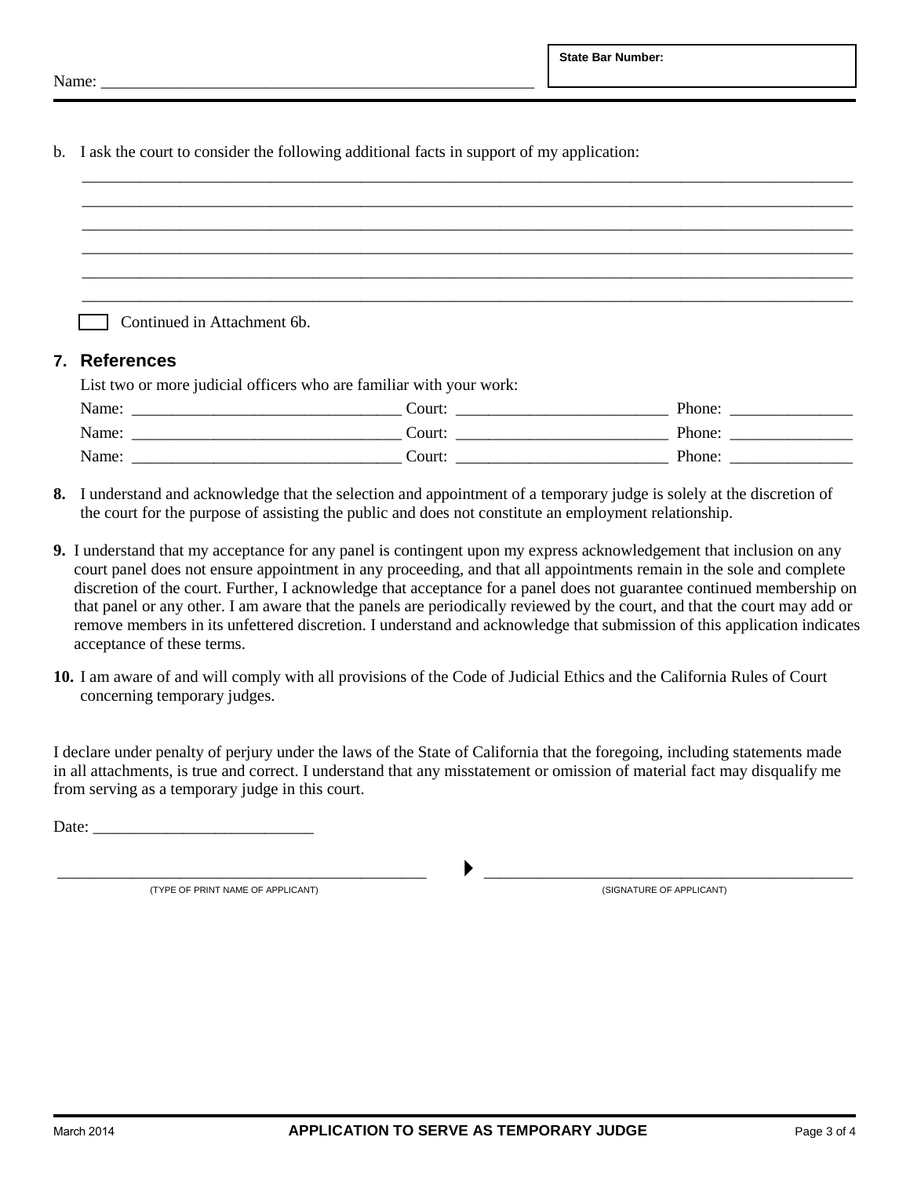Name: ______________________________________________________ | **State Bar Number:**

b. I ask the court to consider the following additional facts in support of my application:

_______________________________________________________________________________________________

_______________________________________________________________________________________________

_______________________________________________________________________________________________

_______________________________________________________________________________________________

_______________________________________________________________________________________________

_______________________________________________________________________________________________

☐ Continued in Attachment 6b.

## 7. References

List two or more judicial officers who are familiar with your work:

Name: _________________________________ Court: __________________________ Phone: _______________

Name: _________________________________ Court: __________________________ Phone: _______________

Name: _________________________________ Court: __________________________ Phone: _______________

**8.** I understand and acknowledge that the selection and appointment of a temporary judge is solely at the discretion of the court for the purpose of assisting the public and does not constitute an employment relationship.

**9.** I understand that my acceptance for any panel is contingent upon my express acknowledgement that inclusion on any court panel does not ensure appointment in any proceeding, and that all appointments remain in the sole and complete discretion of the court. Further, I acknowledge that acceptance for a panel does not guarantee continued membership on that panel or any other. I am aware that the panels are periodically reviewed by the court, and that the court may add or remove members in its unfettered discretion. I understand and acknowledge that submission of this application indicates acceptance of these terms.

**10.** I am aware of and will comply with all provisions of the Code of Judicial Ethics and the California Rules of Court concerning temporary judges.

I declare under penalty of perjury under the laws of the State of California that the foregoing, including statements made in all attachments, is true and correct. I understand that any misstatement or omission of material fact may disqualify me from serving as a temporary judge in this court.

Date: ___________________________

_______________________________________________ ▶ _______________________________________________

(TYPE OF PRINT NAME OF APPLICANT) (SIGNATURE OF APPLICANT)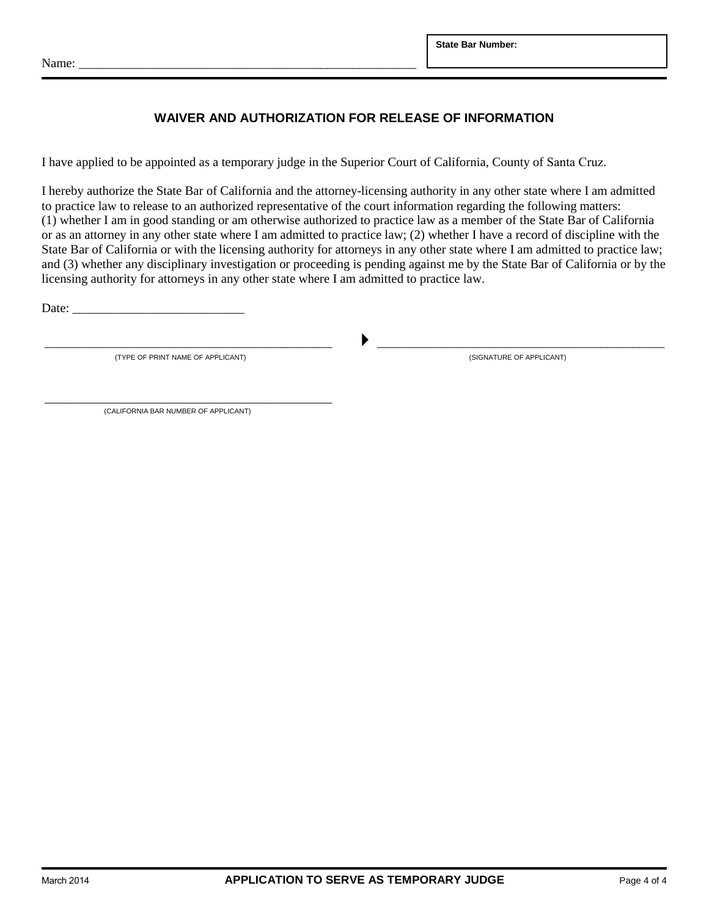Name: ______________________________________________________

**State Bar Number:**

## WAIVER AND AUTHORIZATION FOR RELEASE OF INFORMATION

I have applied to be appointed as a temporary judge in the Superior Court of California, County of Santa Cruz.

I hereby authorize the State Bar of California and the attorney-licensing authority in any other state where I am admitted to practice law to release to an authorized representative of the court information regarding the following matters: (1) whether I am in good standing or am otherwise authorized to practice law as a member of the State Bar of California or as an attorney in any other state where I am admitted to practice law; (2) whether I have a record of discipline with the State Bar of California or with the licensing authority for attorneys in any other state where I am admitted to practice law; and (3) whether any disciplinary investigation or proceeding is pending against me by the State Bar of California or by the licensing authority for attorneys in any other state where I am admitted to practice law.

Date: ___________________________

_______________________________________________
(TYPE OF PRINT NAME OF APPLICANT)

▶ _______________________________________________
(SIGNATURE OF APPLICANT)

_______________________________________________
(CALIFORNIA BAR NUMBER OF APPLICANT)